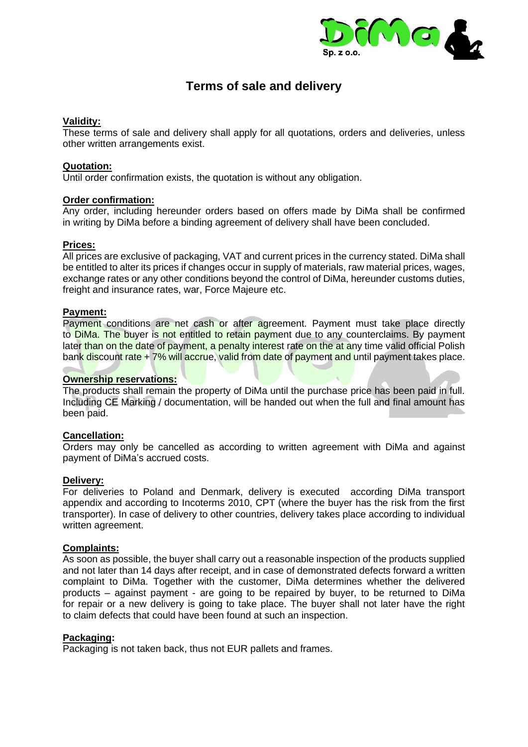# Terms of sale and delivery

**Validity:**
These terms of sale and delivery shall apply for all quotations, orders and deliveries, unless other written arrangements exist.

**Quotation:**
Until order confirmation exists, the quotation is without any obligation.

**Order confirmation:**
Any order, including hereunder orders based on offers made by DiMa shall be confirmed in writing by DiMa before a binding agreement of delivery shall have been concluded.

**Prices:**
All prices are exclusive of packaging, VAT and current prices in the currency stated. DiMa shall be entitled to alter its prices if changes occur in supply of materials, raw material prices, wages, exchange rates or any other conditions beyond the control of DiMa, hereunder customs duties, freight and insurance rates, war, Force Majeure etc.

**Payment:**
Payment conditions are net cash or after agreement. Payment must take place directly to DiMa. The buyer is not entitled to retain payment due to any counterclaims. By payment later than on the date of payment, a penalty interest rate on the at any time valid official Polish bank discount rate + 7% will accrue, valid from date of payment and until payment takes place.

**Ownership reservations:**
The products shall remain the property of DiMa until the purchase price has been paid in full. Including CE Marking / documentation, will be handed out when the full and final amount has been paid.

**Cancellation:**
Orders may only be cancelled as according to written agreement with DiMa and against payment of DiMa's accrued costs.

**Delivery:**
For deliveries to Poland and Denmark, delivery is executed according DiMa transport appendix and according to Incoterms 2010, CPT (where the buyer has the risk from the first transporter). In case of delivery to other countries, delivery takes place according to individual written agreement.

**Complaints:**
As soon as possible, the buyer shall carry out a reasonable inspection of the products supplied and not later than 14 days after receipt, and in case of demonstrated defects forward a written complaint to DiMa. Together with the customer, DiMa determines whether the delivered products – against payment - are going to be repaired by buyer, to be returned to DiMa for repair or a new delivery is going to take place. The buyer shall not later have the right to claim defects that could have been found at such an inspection.

**Packaging:**
Packaging is not taken back, thus not EUR pallets and frames.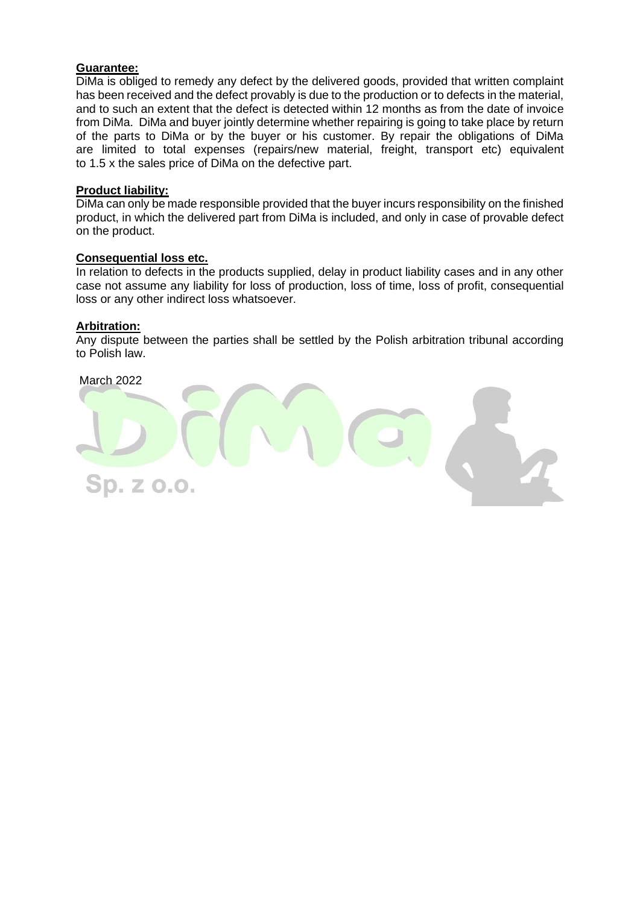**Guarantee:**

DiMa is obliged to remedy any defect by the delivered goods, provided that written complaint has been received and the defect provably is due to the production or to defects in the material, and to such an extent that the defect is detected within 12 months as from the date of invoice from DiMa. DiMa and buyer jointly determine whether repairing is going to take place by return of the parts to DiMa or by the buyer or his customer. By repair the obligations of DiMa are limited to total expenses (repairs/new material, freight, transport etc) equivalent to 1.5 x the sales price of DiMa on the defective part.

**Product liability:**

DiMa can only be made responsible provided that the buyer incurs responsibility on the finished product, in which the delivered part from DiMa is included, and only in case of provable defect on the product.

**Consequential loss etc.**

In relation to defects in the products supplied, delay in product liability cases and in any other case not assume any liability for loss of production, loss of time, loss of profit, consequential loss or any other indirect loss whatsoever.

**Arbitration:**

Any dispute between the parties shall be settled by the Polish arbitration tribunal according to Polish law.

March 2022

DiMa

Sp. z o.o.